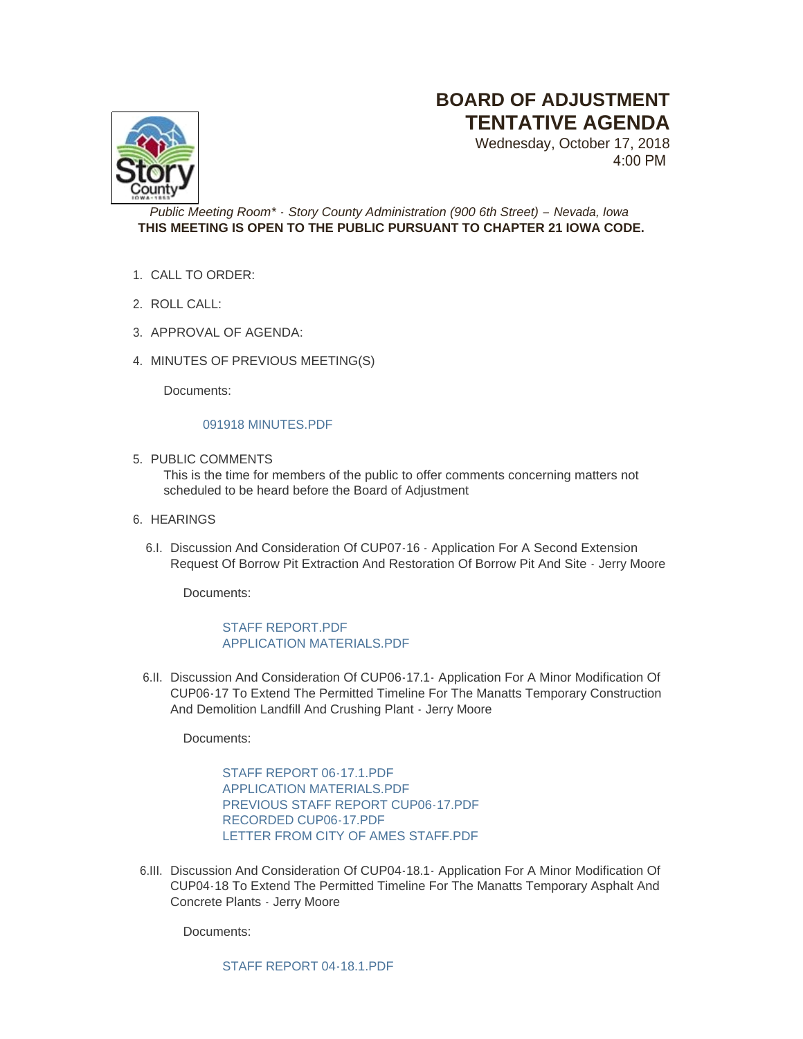# BOARD OF ADJUSTMENT TENTATIVE AGENDA

Wednesday, October 17, 2018
4:00 PM

*Public Meeting Room\* - Story County Administration (900 6th Street) – Nevada, Iowa*
**THIS MEETING IS OPEN TO THE PUBLIC PURSUANT TO CHAPTER 21 IOWA CODE.**

1. CALL TO ORDER:
2. ROLL CALL:
3. APPROVAL OF AGENDA:
4. MINUTES OF PREVIOUS MEETING(S)

   Documents:

   091918 MINUTES.PDF

5. PUBLIC COMMENTS
   This is the time for members of the public to offer comments concerning matters not scheduled to be heard before the Board of Adjustment

6. HEARINGS

   6.I. Discussion And Consideration Of CUP07-16 - Application For A Second Extension Request Of Borrow Pit Extraction And Restoration Of Borrow Pit And Site - Jerry Moore

   Documents:

   STAFF REPORT.PDF
   APPLICATION MATERIALS.PDF

   6.II. Discussion And Consideration Of CUP06-17.1- Application For A Minor Modification Of CUP06-17 To Extend The Permitted Timeline For The Manatts Temporary Construction And Demolition Landfill And Crushing Plant - Jerry Moore

   Documents:

   STAFF REPORT 06-17.1.PDF
   APPLICATION MATERIALS.PDF
   PREVIOUS STAFF REPORT CUP06-17.PDF
   RECORDED CUP06-17.PDF
   LETTER FROM CITY OF AMES STAFF.PDF

   6.III. Discussion And Consideration Of CUP04-18.1- Application For A Minor Modification Of CUP04-18 To Extend The Permitted Timeline For The Manatts Temporary Asphalt And Concrete Plants - Jerry Moore

   Documents:

   STAFF REPORT 04-18.1.PDF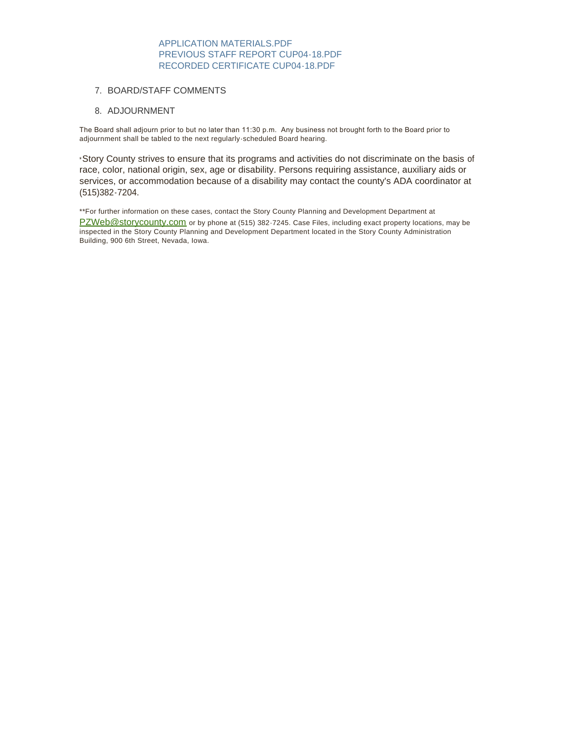APPLICATION MATERIALS.PDF
PREVIOUS STAFF REPORT CUP04-18.PDF
RECORDED CERTIFICATE CUP04-18.PDF

7. BOARD/STAFF COMMENTS

8. ADJOURNMENT

The Board shall adjourn prior to but no later than 11:30 p.m. Any business not brought forth to the Board prior to adjournment shall be tabled to the next regularly-scheduled Board hearing.

*Story County strives to ensure that its programs and activities do not discriminate on the basis of race, color, national origin, sex, age or disability. Persons requiring assistance, auxiliary aids or services, or accommodation because of a disability may contact the county's ADA coordinator at (515)382-7204.

**For further information on these cases, contact the Story County Planning and Development Department at PZWeb@storycounty.com or by phone at (515) 382-7245. Case Files, including exact property locations, may be inspected in the Story County Planning and Development Department located in the Story County Administration Building, 900 6th Street, Nevada, Iowa.